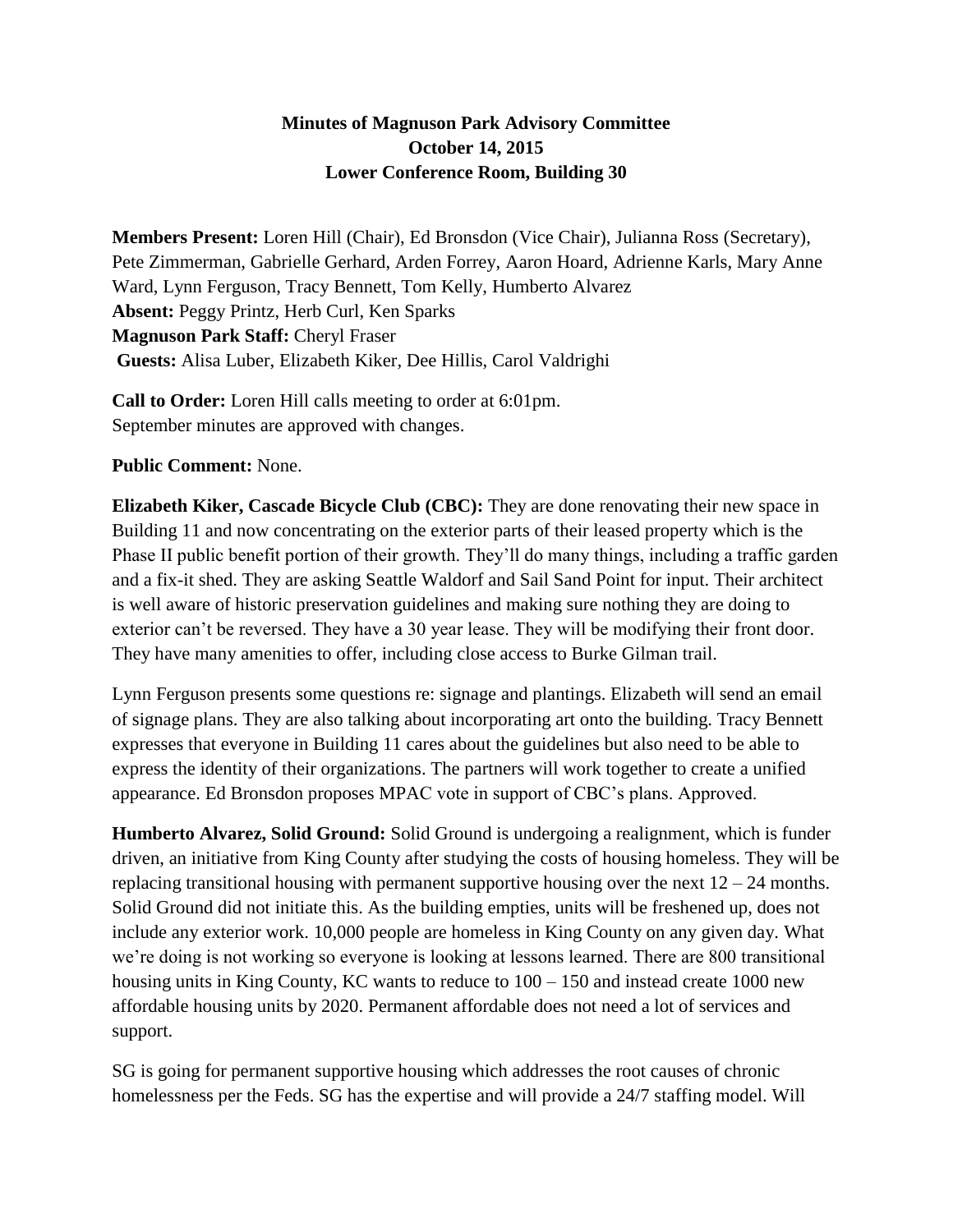# Minutes of Magnuson Park Advisory Committee
## October 14, 2015
## Lower Conference Room, Building 30

**Members Present:** Loren Hill (Chair), Ed Bronsdon (Vice Chair), Julianna Ross (Secretary), Pete Zimmerman, Gabrielle Gerhard, Arden Forrey, Aaron Hoard, Adrienne Karls, Mary Anne Ward, Lynn Ferguson, Tracy Bennett, Tom Kelly, Humberto Alvarez
**Absent:** Peggy Printz, Herb Curl, Ken Sparks
**Magnuson Park Staff:** Cheryl Fraser
**Guests:** Alisa Luber, Elizabeth Kiker, Dee Hillis, Carol Valdrighi

**Call to Order:** Loren Hill calls meeting to order at 6:01pm.
September minutes are approved with changes.

**Public Comment:** None.

**Elizabeth Kiker, Cascade Bicycle Club (CBC):** They are done renovating their new space in Building 11 and now concentrating on the exterior parts of their leased property which is the Phase II public benefit portion of their growth. They'll do many things, including a traffic garden and a fix-it shed. They are asking Seattle Waldorf and Sail Sand Point for input. Their architect is well aware of historic preservation guidelines and making sure nothing they are doing to exterior can't be reversed. They have a 30 year lease. They will be modifying their front door. They have many amenities to offer, including close access to Burke Gilman trail.

Lynn Ferguson presents some questions re: signage and plantings. Elizabeth will send an email of signage plans. They are also talking about incorporating art onto the building. Tracy Bennett expresses that everyone in Building 11 cares about the guidelines but also need to be able to express the identity of their organizations. The partners will work together to create a unified appearance. Ed Bronsdon proposes MPAC vote in support of CBC's plans. Approved.

**Humberto Alvarez, Solid Ground:** Solid Ground is undergoing a realignment, which is funder driven, an initiative from King County after studying the costs of housing homeless. They will be replacing transitional housing with permanent supportive housing over the next 12 – 24 months. Solid Ground did not initiate this. As the building empties, units will be freshened up, does not include any exterior work. 10,000 people are homeless in King County on any given day. What we're doing is not working so everyone is looking at lessons learned. There are 800 transitional housing units in King County, KC wants to reduce to 100 – 150 and instead create 1000 new affordable housing units by 2020. Permanent affordable does not need a lot of services and support.

SG is going for permanent supportive housing which addresses the root causes of chronic homelessness per the Feds. SG has the expertise and will provide a 24/7 staffing model. Will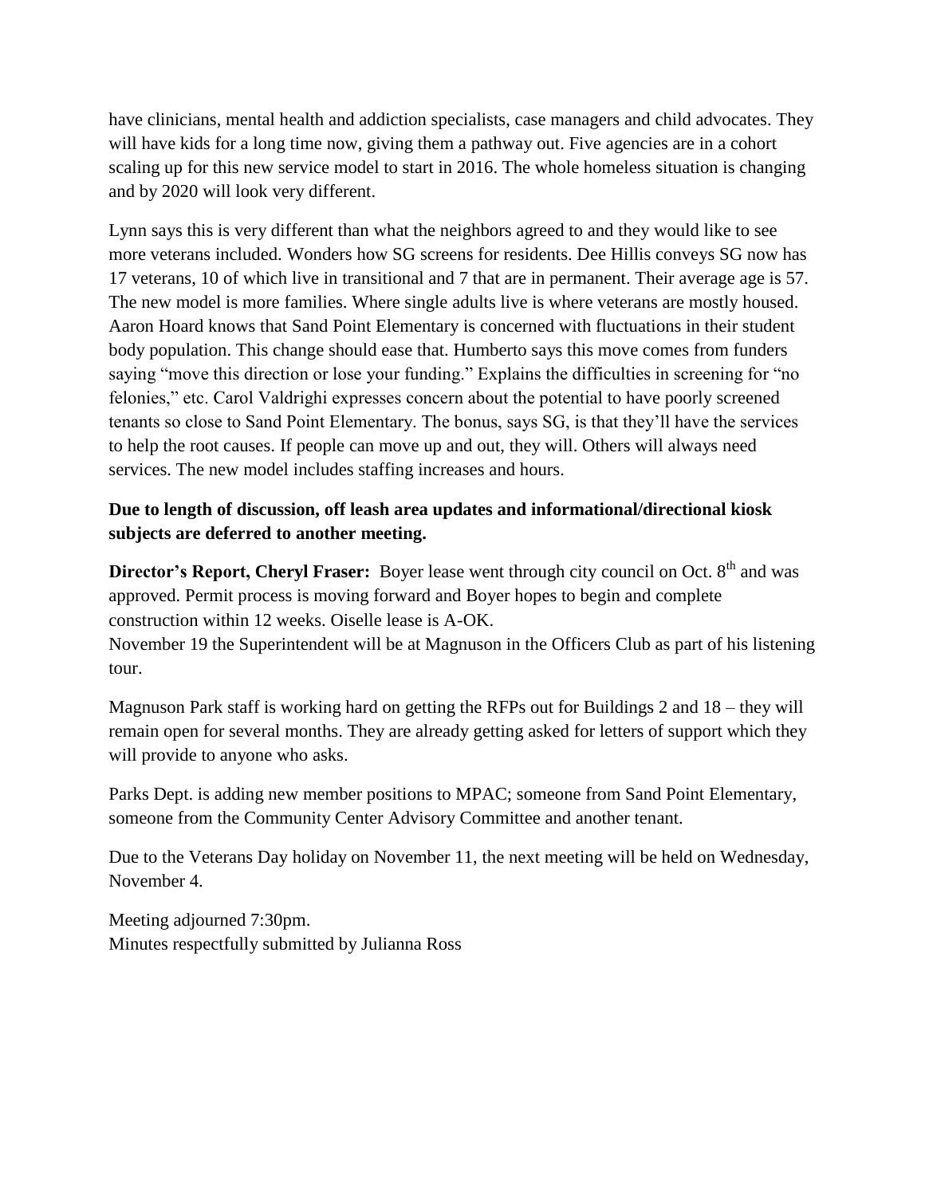have clinicians, mental health and addiction specialists, case managers and child advocates. They will have kids for a long time now, giving them a pathway out. Five agencies are in a cohort scaling up for this new service model to start in 2016. The whole homeless situation is changing and by 2020 will look very different.

Lynn says this is very different than what the neighbors agreed to and they would like to see more veterans included. Wonders how SG screens for residents. Dee Hillis conveys SG now has 17 veterans, 10 of which live in transitional and 7 that are in permanent. Their average age is 57. The new model is more families. Where single adults live is where veterans are mostly housed. Aaron Hoard knows that Sand Point Elementary is concerned with fluctuations in their student body population. This change should ease that. Humberto says this move comes from funders saying "move this direction or lose your funding." Explains the difficulties in screening for "no felonies," etc. Carol Valdrighi expresses concern about the potential to have poorly screened tenants so close to Sand Point Elementary. The bonus, says SG, is that they'll have the services to help the root causes. If people can move up and out, they will. Others will always need services. The new model includes staffing increases and hours.

**Due to length of discussion, off leash area updates and informational/directional kiosk subjects are deferred to another meeting.**

**Director's Report, Cheryl Fraser:** Boyer lease went through city council on Oct. 8th and was approved. Permit process is moving forward and Boyer hopes to begin and complete construction within 12 weeks. Oiselle lease is A-OK.
November 19 the Superintendent will be at Magnuson in the Officers Club as part of his listening tour.

Magnuson Park staff is working hard on getting the RFPs out for Buildings 2 and 18 – they will remain open for several months. They are already getting asked for letters of support which they will provide to anyone who asks.

Parks Dept. is adding new member positions to MPAC; someone from Sand Point Elementary, someone from the Community Center Advisory Committee and another tenant.

Due to the Veterans Day holiday on November 11, the next meeting will be held on Wednesday, November 4.

Meeting adjourned 7:30pm.
Minutes respectfully submitted by Julianna Ross